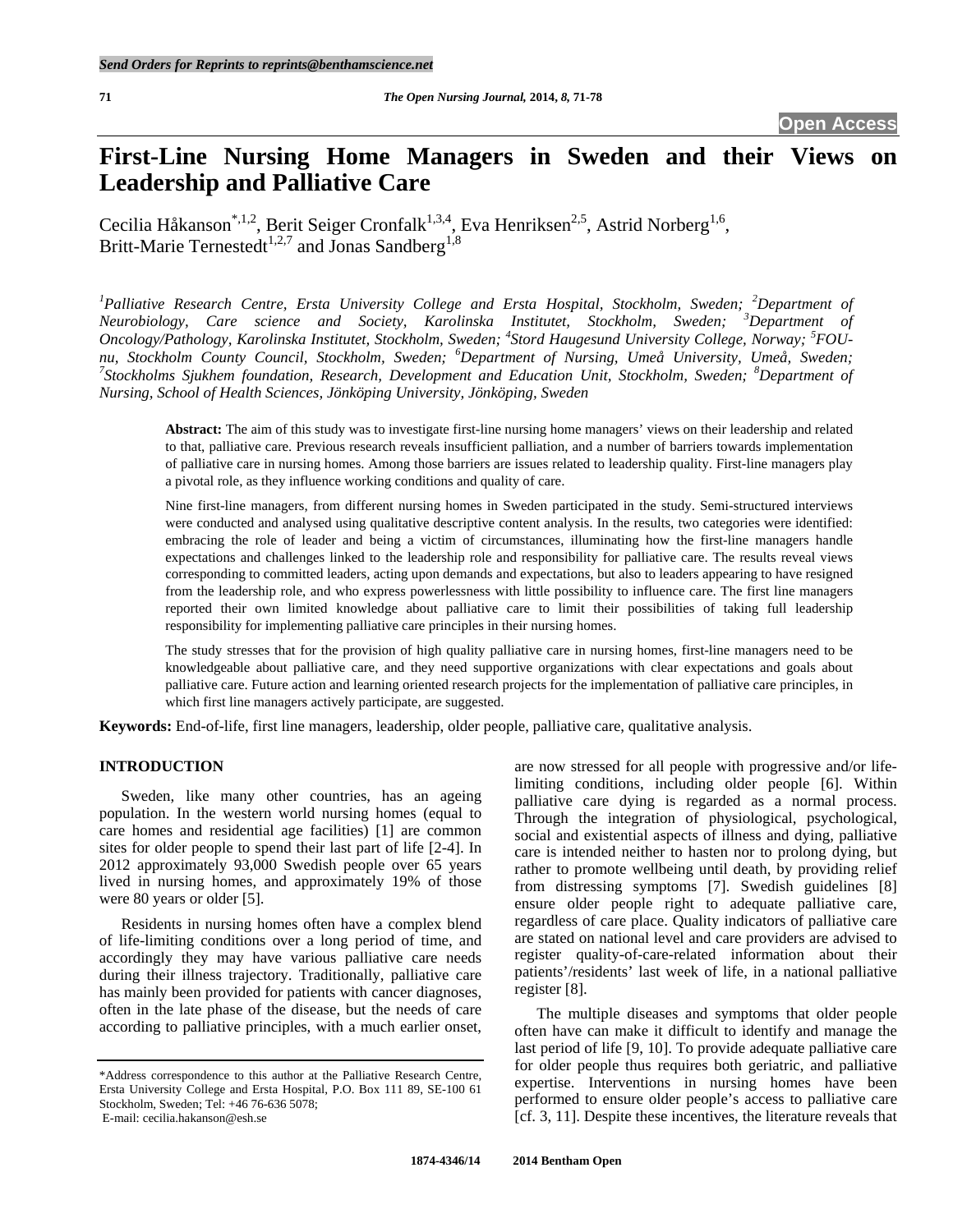# First-Line Nursing Home Managers in Sweden and their Views on Leadership and Palliative Care

Cecilia Håkanson[*,1,2], Berit Seiger Cronfalk[1,3,4], Eva Henriksen[2,5], Astrid Norberg[1,6], Britt-Marie Ternestedt[1,2,7] and Jonas Sandberg[1,8]

*[1]Palliative Research Centre, Ersta University College and Ersta Hospital, Stockholm, Sweden; [2]Department of Neurobiology, Care science and Society, Karolinska Institutet, Stockholm, Sweden; [3]Department of Oncology/Pathology, Karolinska Institutet, Stockholm, Sweden; [4]Stord Haugesund University College, Norway; [5]FOU-nu, Stockholm County Council, Stockholm, Sweden; [6]Department of Nursing, Umeå University, Umeå, Sweden; [7]Stockholms Sjukhem foundation, Research, Development and Education Unit, Stockholm, Sweden; [8]Department of Nursing, School of Health Sciences, Jönköping University, Jönköping, Sweden*

**Abstract:** The aim of this study was to investigate first-line nursing home managers' views on their leadership and related to that, palliative care. Previous research reveals insufficient palliation, and a number of barriers towards implementation of palliative care in nursing homes. Among those barriers are issues related to leadership quality. First-line managers play a pivotal role, as they influence working conditions and quality of care.

Nine first-line managers, from different nursing homes in Sweden participated in the study. Semi-structured interviews were conducted and analysed using qualitative descriptive content analysis. In the results, two categories were identified: embracing the role of leader and being a victim of circumstances, illuminating how the first-line managers handle expectations and challenges linked to the leadership role and responsibility for palliative care. The results reveal views corresponding to committed leaders, acting upon demands and expectations, but also to leaders appearing to have resigned from the leadership role, and who express powerlessness with little possibility to influence care. The first line managers reported their own limited knowledge about palliative care to limit their possibilities of taking full leadership responsibility for implementing palliative care principles in their nursing homes.

The study stresses that for the provision of high quality palliative care in nursing homes, first-line managers need to be knowledgeable about palliative care, and they need supportive organizations with clear expectations and goals about palliative care. Future action and learning oriented research projects for the implementation of palliative care principles, in which first line managers actively participate, are suggested.

**Keywords:** End-of-life, first line managers, leadership, older people, palliative care, qualitative analysis.

## INTRODUCTION

Sweden, like many other countries, has an ageing population. In the western world nursing homes (equal to care homes and residential age facilities) [1] are common sites for older people to spend their last part of life [2-4]. In 2012 approximately 93,000 Swedish people over 65 years lived in nursing homes, and approximately 19% of those were 80 years or older [5].

Residents in nursing homes often have a complex blend of life-limiting conditions over a long period of time, and accordingly they may have various palliative care needs during their illness trajectory. Traditionally, palliative care has mainly been provided for patients with cancer diagnoses, often in the late phase of the disease, but the needs of care according to palliative principles, with a much earlier onset, are now stressed for all people with progressive and/or life-limiting conditions, including older people [6]. Within palliative care dying is regarded as a normal process. Through the integration of physiological, psychological, social and existential aspects of illness and dying, palliative care is intended neither to hasten nor to prolong dying, but rather to promote wellbeing until death, by providing relief from distressing symptoms [7]. Swedish guidelines [8] ensure older people right to adequate palliative care, regardless of care place. Quality indicators of palliative care are stated on national level and care providers are advised to register quality-of-care-related information about their patients'/residents' last week of life, in a national palliative register [8].

The multiple diseases and symptoms that older people often have can make it difficult to identify and manage the last period of life [9, 10]. To provide adequate palliative care for older people thus requires both geriatric, and palliative expertise. Interventions in nursing homes have been performed to ensure older people's access to palliative care [cf. 3, 11]. Despite these incentives, the literature reveals that

---

*Address correspondence to this author at the Palliative Research Centre, Ersta University College and Ersta Hospital, P.O. Box 111 89, SE-100 61 Stockholm, Sweden; Tel: +46 76-636 5078; E-mail: cecilia.hakanson@esh.se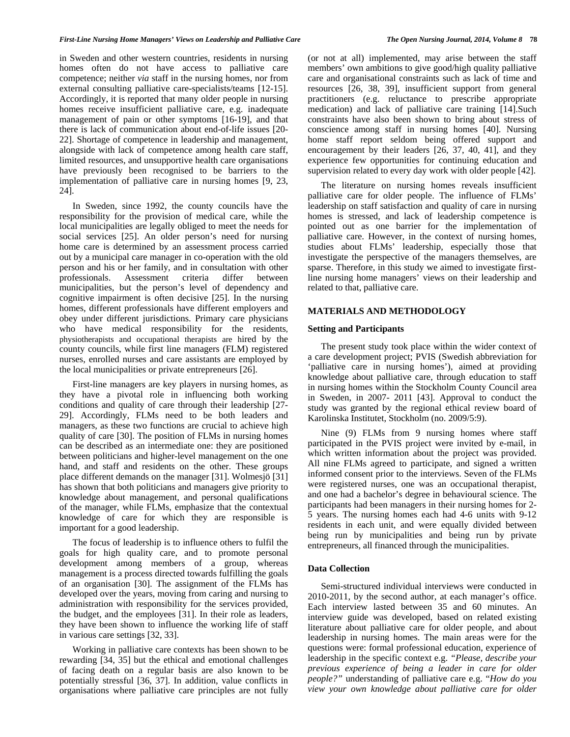in Sweden and other western countries, residents in nursing homes often do not have access to palliative care competence; neither *via* staff in the nursing homes, nor from external consulting palliative care-specialists/teams [12-15]. Accordingly, it is reported that many older people in nursing homes receive insufficient palliative care, e.g. inadequate management of pain or other symptoms [16-19], and that there is lack of communication about end-of-life issues [20-22]. Shortage of competence in leadership and management, alongside with lack of competence among health care staff, limited resources, and unsupportive health care organisations have previously been recognised to be barriers to the implementation of palliative care in nursing homes [9, 23, 24].

In Sweden, since 1992, the county councils have the responsibility for the provision of medical care, while the local municipalities are legally obliged to meet the needs for social services [25]. An older person's need for nursing home care is determined by an assessment process carried out by a municipal care manager in co-operation with the old person and his or her family, and in consultation with other professionals. Assessment criteria differ between municipalities, but the person's level of dependency and cognitive impairment is often decisive [25]. In the nursing homes, different professionals have different employers and obey under different jurisdictions. Primary care physicians who have medical responsibility for the residents, physiotherapists and occupational therapists are hired by the county councils, while first line managers (FLM) registered nurses, enrolled nurses and care assistants are employed by the local municipalities or private entrepreneurs [26].

First-line managers are key players in nursing homes, as they have a pivotal role in influencing both working conditions and quality of care through their leadership [27-29]. Accordingly, FLMs need to be both leaders and managers, as these two functions are crucial to achieve high quality of care [30]. The position of FLMs in nursing homes can be described as an intermediate one: they are positioned between politicians and higher-level management on the one hand, and staff and residents on the other. These groups place different demands on the manager [31]. Wolmesjö [31] has shown that both politicians and managers give priority to knowledge about management, and personal qualifications of the manager, while FLMs, emphasize that the contextual knowledge of care for which they are responsible is important for a good leadership.

The focus of leadership is to influence others to fulfil the goals for high quality care, and to promote personal development among members of a group, whereas management is a process directed towards fulfilling the goals of an organisation [30]. The assignment of the FLMs has developed over the years, moving from caring and nursing to administration with responsibility for the services provided, the budget, and the employees [31]. In their role as leaders, they have been shown to influence the working life of staff in various care settings [32, 33].

Working in palliative care contexts has been shown to be rewarding [34, 35] but the ethical and emotional challenges of facing death on a regular basis are also known to be potentially stressful [36, 37]. In addition, value conflicts in organisations where palliative care principles are not fully (or not at all) implemented, may arise between the staff members' own ambitions to give good/high quality palliative care and organisational constraints such as lack of time and resources [26, 38, 39], insufficient support from general practitioners (e.g. reluctance to prescribe appropriate medication) and lack of palliative care training [14].Such constraints have also been shown to bring about stress of conscience among staff in nursing homes [40]. Nursing home staff report seldom being offered support and encouragement by their leaders [26, 37, 40, 41], and they experience few opportunities for continuing education and supervision related to every day work with older people [42].

The literature on nursing homes reveals insufficient palliative care for older people. The influence of FLMs' leadership on staff satisfaction and quality of care in nursing homes is stressed, and lack of leadership competence is pointed out as one barrier for the implementation of palliative care. However, in the context of nursing homes, studies about FLMs' leadership, especially those that investigate the perspective of the managers themselves, are sparse. Therefore, in this study we aimed to investigate first-line nursing home managers' views on their leadership and related to that, palliative care.

## MATERIALS AND METHODOLOGY

### Setting and Participants

The present study took place within the wider context of a care development project; PVIS (Swedish abbreviation for 'palliative care in nursing homes'), aimed at providing knowledge about palliative care, through education to staff in nursing homes within the Stockholm County Council area in Sweden, in 2007- 2011 [43]. Approval to conduct the study was granted by the regional ethical review board of Karolinska Institutet, Stockholm (no. 2009/5:9).

Nine (9) FLMs from 9 nursing homes where staff participated in the PVIS project were invited by e-mail, in which written information about the project was provided. All nine FLMs agreed to participate, and signed a written informed consent prior to the interviews. Seven of the FLMs were registered nurses, one was an occupational therapist, and one had a bachelor's degree in behavioural science. The participants had been managers in their nursing homes for 2-5 years. The nursing homes each had 4-6 units with 9-12 residents in each unit, and were equally divided between being run by municipalities and being run by private entrepreneurs, all financed through the municipalities.

### Data Collection

Semi-structured individual interviews were conducted in 2010-2011, by the second author, at each manager's office. Each interview lasted between 35 and 60 minutes. An interview guide was developed, based on related existing literature about palliative care for older people, and about leadership in nursing homes. The main areas were for the questions were: formal professional education, experience of leadership in the specific context e.g. *"Please, describe your previous experience of being a leader in care for older people?"* understanding of palliative care e.g. "*How do you view your own knowledge about palliative care for older*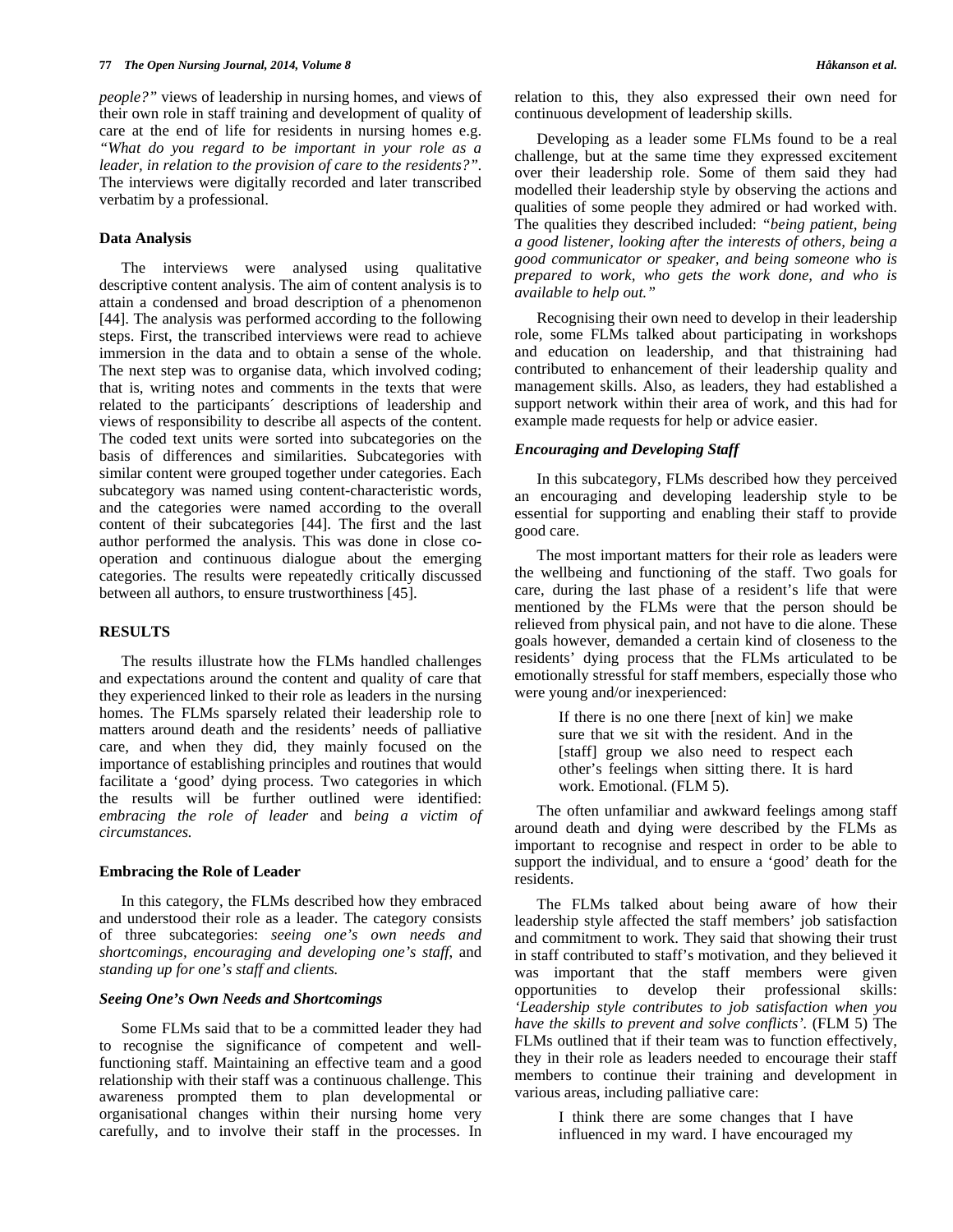*people?"* views of leadership in nursing homes, and views of their own role in staff training and development of quality of care at the end of life for residents in nursing homes e.g. *"What do you regard to be important in your role as a leader, in relation to the provision of care to the residents?"*. The interviews were digitally recorded and later transcribed verbatim by a professional.

### Data Analysis

The interviews were analysed using qualitative descriptive content analysis. The aim of content analysis is to attain a condensed and broad description of a phenomenon [44]. The analysis was performed according to the following steps. First, the transcribed interviews were read to achieve immersion in the data and to obtain a sense of the whole. The next step was to organise data, which involved coding; that is, writing notes and comments in the texts that were related to the participants´ descriptions of leadership and views of responsibility to describe all aspects of the content. The coded text units were sorted into subcategories on the basis of differences and similarities. Subcategories with similar content were grouped together under categories. Each subcategory was named using content-characteristic words, and the categories were named according to the overall content of their subcategories [44]. The first and the last author performed the analysis. This was done in close co-operation and continuous dialogue about the emerging categories. The results were repeatedly critically discussed between all authors, to ensure trustworthiness [45].

## RESULTS

The results illustrate how the FLMs handled challenges and expectations around the content and quality of care that they experienced linked to their role as leaders in the nursing homes. The FLMs sparsely related their leadership role to matters around death and the residents' needs of palliative care, and when they did, they mainly focused on the importance of establishing principles and routines that would facilitate a 'good' dying process. Two categories in which the results will be further outlined were identified: *embracing the role of leader* and *being a victim of circumstances.*

### Embracing the Role of Leader

In this category, the FLMs described how they embraced and understood their role as a leader. The category consists of three subcategories: *seeing one's own needs and shortcomings, encouraging and developing one's staff,* and *standing up for one's staff and clients.*

#### *Seeing One's Own Needs and Shortcomings*

Some FLMs said that to be a committed leader they had to recognise the significance of competent and well-functioning staff. Maintaining an effective team and a good relationship with their staff was a continuous challenge. This awareness prompted them to plan developmental or organisational changes within their nursing home very carefully, and to involve their staff in the processes. In relation to this, they also expressed their own need for continuous development of leadership skills.

Developing as a leader some FLMs found to be a real challenge, but at the same time they expressed excitement over their leadership role. Some of them said they had modelled their leadership style by observing the actions and qualities of some people they admired or had worked with. The qualities they described included: *"being patient, being a good listener, looking after the interests of others, being a good communicator or speaker, and being someone who is prepared to work, who gets the work done, and who is available to help out."*

Recognising their own need to develop in their leadership role, some FLMs talked about participating in workshops and education on leadership, and that thistraining had contributed to enhancement of their leadership quality and management skills. Also, as leaders, they had established a support network within their area of work, and this had for example made requests for help or advice easier.

#### *Encouraging and Developing Staff*

In this subcategory, FLMs described how they perceived an encouraging and developing leadership style to be essential for supporting and enabling their staff to provide good care.

The most important matters for their role as leaders were the wellbeing and functioning of the staff. Two goals for care, during the last phase of a resident's life that were mentioned by the FLMs were that the person should be relieved from physical pain, and not have to die alone. These goals however, demanded a certain kind of closeness to the residents' dying process that the FLMs articulated to be emotionally stressful for staff members, especially those who were young and/or inexperienced:

> If there is no one there [next of kin] we make sure that we sit with the resident. And in the [staff] group we also need to respect each other's feelings when sitting there. It is hard work. Emotional. (FLM 5).

The often unfamiliar and awkward feelings among staff around death and dying were described by the FLMs as important to recognise and respect in order to be able to support the individual, and to ensure a 'good' death for the residents.

The FLMs talked about being aware of how their leadership style affected the staff members' job satisfaction and commitment to work. They said that showing their trust in staff contributed to staff's motivation, and they believed it was important that the staff members were given opportunities to develop their professional skills: *'Leadership style contributes to job satisfaction when you have the skills to prevent and solve conflicts'.* (FLM 5) The FLMs outlined that if their team was to function effectively, they in their role as leaders needed to encourage their staff members to continue their training and development in various areas, including palliative care:

> I think there are some changes that I have influenced in my ward. I have encouraged my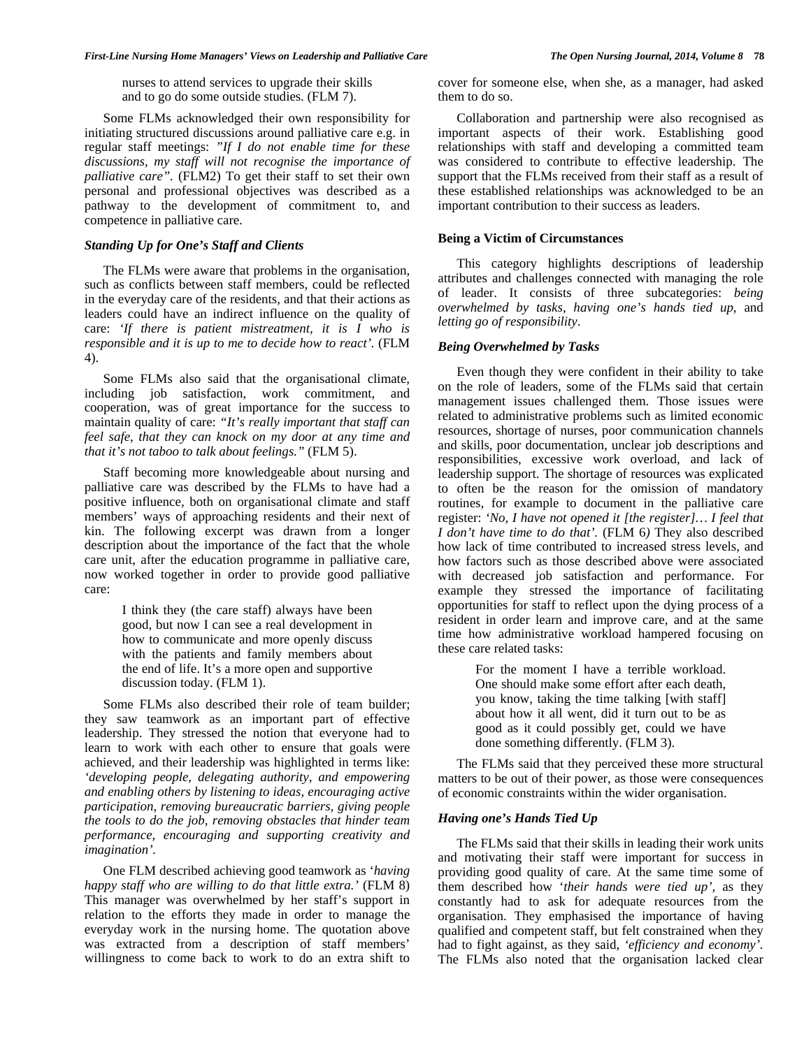> nurses to attend services to upgrade their skills and to go do some outside studies. (FLM 7).

Some FLMs acknowledged their own responsibility for initiating structured discussions around palliative care e.g. in regular staff meetings: *"If I do not enable time for these discussions, my staff will not recognise the importance of palliative care"*. (FLM2) To get their staff to set their own personal and professional objectives was described as a pathway to the development of commitment to, and competence in palliative care.

### *Standing Up for One's Staff and Clients*

The FLMs were aware that problems in the organisation, such as conflicts between staff members, could be reflected in the everyday care of the residents, and that their actions as leaders could have an indirect influence on the quality of care: *'If there is patient mistreatment, it is I who is responsible and it is up to me to decide how to react'*. (FLM 4).

Some FLMs also said that the organisational climate, including job satisfaction, work commitment, and cooperation, was of great importance for the success to maintain quality of care: *"It's really important that staff can feel safe, that they can knock on my door at any time and that it's not taboo to talk about feelings."* (FLM 5).

Staff becoming more knowledgeable about nursing and palliative care was described by the FLMs to have had a positive influence, both on organisational climate and staff members' ways of approaching residents and their next of kin. The following excerpt was drawn from a longer description about the importance of the fact that the whole care unit, after the education programme in palliative care, now worked together in order to provide good palliative care:

> I think they (the care staff) always have been good, but now I can see a real development in how to communicate and more openly discuss with the patients and family members about the end of life. It's a more open and supportive discussion today. (FLM 1).

Some FLMs also described their role of team builder; they saw teamwork as an important part of effective leadership. They stressed the notion that everyone had to learn to work with each other to ensure that goals were achieved, and their leadership was highlighted in terms like: *'developing people, delegating authority, and empowering and enabling others by listening to ideas, encouraging active participation, removing bureaucratic barriers, giving people the tools to do the job, removing obstacles that hinder team performance, encouraging and supporting creativity and imagination'*.

One FLM described achieving good teamwork as '*having happy staff who are willing to do that little extra.'* (FLM 8) This manager was overwhelmed by her staff's support in relation to the efforts they made in order to manage the everyday work in the nursing home. The quotation above was extracted from a description of staff members' willingness to come back to work to do an extra shift to cover for someone else, when she, as a manager, had asked them to do so.

Collaboration and partnership were also recognised as important aspects of their work. Establishing good relationships with staff and developing a committed team was considered to contribute to effective leadership. The support that the FLMs received from their staff as a result of these established relationships was acknowledged to be an important contribution to their success as leaders.

### **Being a Victim of Circumstances**

This category highlights descriptions of leadership attributes and challenges connected with managing the role of leader. It consists of three subcategories: *being overwhelmed by tasks*, *having one's hands tied up*, and *letting go of responsibility*.

### *Being Overwhelmed by Tasks*

Even though they were confident in their ability to take on the role of leaders, some of the FLMs said that certain management issues challenged them. Those issues were related to administrative problems such as limited economic resources, shortage of nurses, poor communication channels and skills, poor documentation, unclear job descriptions and responsibilities, excessive work overload, and lack of leadership support. The shortage of resources was explicated to often be the reason for the omission of mandatory routines, for example to document in the palliative care register: *'No, I have not opened it [the register]… I feel that I don't have time to do that'.* (FLM 6*)* They also described how lack of time contributed to increased stress levels, and how factors such as those described above were associated with decreased job satisfaction and performance. For example they stressed the importance of facilitating opportunities for staff to reflect upon the dying process of a resident in order learn and improve care, and at the same time how administrative workload hampered focusing on these care related tasks:

> For the moment I have a terrible workload. One should make some effort after each death, you know, taking the time talking [with staff] about how it all went, did it turn out to be as good as it could possibly get, could we have done something differently. (FLM 3).

The FLMs said that they perceived these more structural matters to be out of their power, as those were consequences of economic constraints within the wider organisation.

### *Having one's Hands Tied Up*

The FLMs said that their skills in leading their work units and motivating their staff were important for success in providing good quality of care. At the same time some of them described how '*their hands were tied up*', as they constantly had to ask for adequate resources from the organisation. They emphasised the importance of having qualified and competent staff, but felt constrained when they had to fight against, as they said, *'efficiency and economy'*. The FLMs also noted that the organisation lacked clear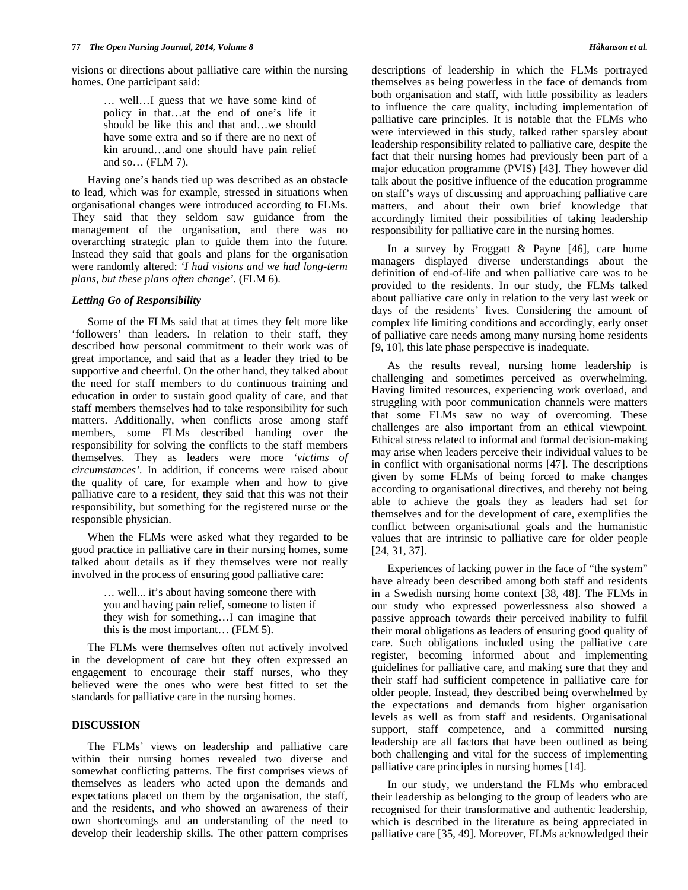visions or directions about palliative care within the nursing homes. One participant said:

> … well…I guess that we have some kind of policy in that…at the end of one's life it should be like this and that and…we should have some extra and so if there are no next of kin around…and one should have pain relief and so… (FLM 7).

Having one's hands tied up was described as an obstacle to lead, which was for example, stressed in situations when organisational changes were introduced according to FLMs. They said that they seldom saw guidance from the management of the organisation, and there was no overarching strategic plan to guide them into the future. Instead they said that goals and plans for the organisation were randomly altered: *'I had visions and we had long-term plans, but these plans often change'*. (FLM 6).

### *Letting Go of Responsibility*

Some of the FLMs said that at times they felt more like 'followers' than leaders. In relation to their staff, they described how personal commitment to their work was of great importance, and said that as a leader they tried to be supportive and cheerful. On the other hand, they talked about the need for staff members to do continuous training and education in order to sustain good quality of care, and that staff members themselves had to take responsibility for such matters. Additionally, when conflicts arose among staff members, some FLMs described handing over the responsibility for solving the conflicts to the staff members themselves. They as leaders were more *'victims of circumstances'*. In addition, if concerns were raised about the quality of care, for example when and how to give palliative care to a resident, they said that this was not their responsibility, but something for the registered nurse or the responsible physician.

When the FLMs were asked what they regarded to be good practice in palliative care in their nursing homes, some talked about details as if they themselves were not really involved in the process of ensuring good palliative care:

> … well... it's about having someone there with you and having pain relief, someone to listen if they wish for something…I can imagine that this is the most important… (FLM 5).

The FLMs were themselves often not actively involved in the development of care but they often expressed an engagement to encourage their staff nurses, who they believed were the ones who were best fitted to set the standards for palliative care in the nursing homes.

## DISCUSSION

The FLMs' views on leadership and palliative care within their nursing homes revealed two diverse and somewhat conflicting patterns. The first comprises views of themselves as leaders who acted upon the demands and expectations placed on them by the organisation, the staff, and the residents, and who showed an awareness of their own shortcomings and an understanding of the need to develop their leadership skills. The other pattern comprises descriptions of leadership in which the FLMs portrayed themselves as being powerless in the face of demands from both organisation and staff, with little possibility as leaders to influence the care quality, including implementation of palliative care principles. It is notable that the FLMs who were interviewed in this study, talked rather sparsley about leadership responsibility related to palliative care, despite the fact that their nursing homes had previously been part of a major education programme (PVIS) [43]. They however did talk about the positive influence of the education programme on staff's ways of discussing and approaching palliative care matters, and about their own brief knowledge that accordingly limited their possibilities of taking leadership responsibility for palliative care in the nursing homes.

In a survey by Froggatt & Payne [46], care home managers displayed diverse understandings about the definition of end-of-life and when palliative care was to be provided to the residents. In our study, the FLMs talked about palliative care only in relation to the very last week or days of the residents' lives. Considering the amount of complex life limiting conditions and accordingly, early onset of palliative care needs among many nursing home residents [9, 10], this late phase perspective is inadequate.

As the results reveal, nursing home leadership is challenging and sometimes perceived as overwhelming. Having limited resources, experiencing work overload, and struggling with poor communication channels were matters that some FLMs saw no way of overcoming. These challenges are also important from an ethical viewpoint. Ethical stress related to informal and formal decision-making may arise when leaders perceive their individual values to be in conflict with organisational norms [47]. The descriptions given by some FLMs of being forced to make changes according to organisational directives, and thereby not being able to achieve the goals they as leaders had set for themselves and for the development of care, exemplifies the conflict between organisational goals and the humanistic values that are intrinsic to palliative care for older people [24, 31, 37].

Experiences of lacking power in the face of "the system" have already been described among both staff and residents in a Swedish nursing home context [38, 48]. The FLMs in our study who expressed powerlessness also showed a passive approach towards their perceived inability to fulfil their moral obligations as leaders of ensuring good quality of care. Such obligations included using the palliative care register, becoming informed about and implementing guidelines for palliative care, and making sure that they and their staff had sufficient competence in palliative care for older people. Instead, they described being overwhelmed by the expectations and demands from higher organisation levels as well as from staff and residents. Organisational support, staff competence, and a committed nursing leadership are all factors that have been outlined as being both challenging and vital for the success of implementing palliative care principles in nursing homes [14].

In our study, we understand the FLMs who embraced their leadership as belonging to the group of leaders who are recognised for their transformative and authentic leadership, which is described in the literature as being appreciated in palliative care [35, 49]. Moreover, FLMs acknowledged their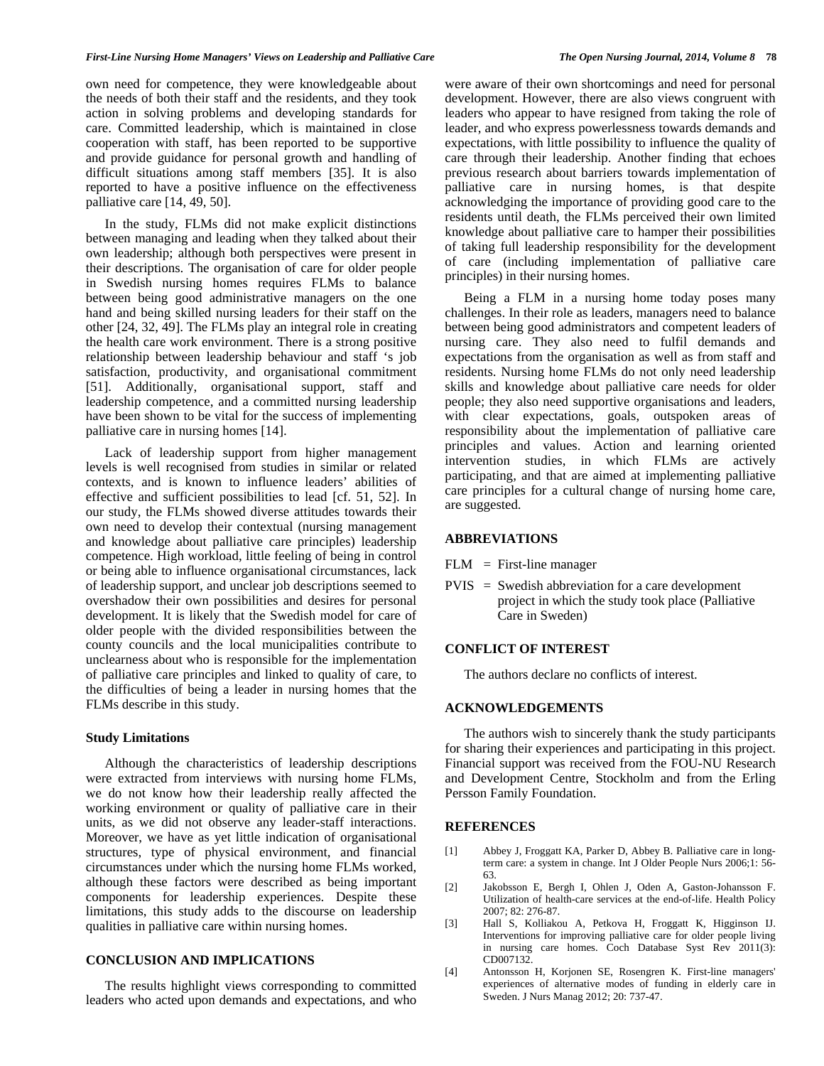own need for competence, they were knowledgeable about the needs of both their staff and the residents, and they took action in solving problems and developing standards for care. Committed leadership, which is maintained in close cooperation with staff, has been reported to be supportive and provide guidance for personal growth and handling of difficult situations among staff members [35]. It is also reported to have a positive influence on the effectiveness palliative care [14, 49, 50].

In the study, FLMs did not make explicit distinctions between managing and leading when they talked about their own leadership; although both perspectives were present in their descriptions. The organisation of care for older people in Swedish nursing homes requires FLMs to balance between being good administrative managers on the one hand and being skilled nursing leaders for their staff on the other [24, 32, 49]. The FLMs play an integral role in creating the health care work environment. There is a strong positive relationship between leadership behaviour and staff 's job satisfaction, productivity, and organisational commitment [51]. Additionally, organisational support, staff and leadership competence, and a committed nursing leadership have been shown to be vital for the success of implementing palliative care in nursing homes [14].

Lack of leadership support from higher management levels is well recognised from studies in similar or related contexts, and is known to influence leaders' abilities of effective and sufficient possibilities to lead [cf. 51, 52]. In our study, the FLMs showed diverse attitudes towards their own need to develop their contextual (nursing management and knowledge about palliative care principles) leadership competence. High workload, little feeling of being in control or being able to influence organisational circumstances, lack of leadership support, and unclear job descriptions seemed to overshadow their own possibilities and desires for personal development. It is likely that the Swedish model for care of older people with the divided responsibilities between the county councils and the local municipalities contribute to unclearness about who is responsible for the implementation of palliative care principles and linked to quality of care, to the difficulties of being a leader in nursing homes that the FLMs describe in this study.

### Study Limitations

Although the characteristics of leadership descriptions were extracted from interviews with nursing home FLMs, we do not know how their leadership really affected the working environment or quality of palliative care in their units, as we did not observe any leader-staff interactions. Moreover, we have as yet little indication of organisational structures, type of physical environment, and financial circumstances under which the nursing home FLMs worked, although these factors were described as being important components for leadership experiences. Despite these limitations, this study adds to the discourse on leadership qualities in palliative care within nursing homes.

## CONCLUSION AND IMPLICATIONS

The results highlight views corresponding to committed leaders who acted upon demands and expectations, and who were aware of their own shortcomings and need for personal development. However, there are also views congruent with leaders who appear to have resigned from taking the role of leader, and who express powerlessness towards demands and expectations, with little possibility to influence the quality of care through their leadership. Another finding that echoes previous research about barriers towards implementation of palliative care in nursing homes, is that despite acknowledging the importance of providing good care to the residents until death, the FLMs perceived their own limited knowledge about palliative care to hamper their possibilities of taking full leadership responsibility for the development of care (including implementation of palliative care principles) in their nursing homes.

Being a FLM in a nursing home today poses many challenges. In their role as leaders, managers need to balance between being good administrators and competent leaders of nursing care. They also need to fulfil demands and expectations from the organisation as well as from staff and residents. Nursing home FLMs do not only need leadership skills and knowledge about palliative care needs for older people; they also need supportive organisations and leaders, with clear expectations, goals, outspoken areas of responsibility about the implementation of palliative care principles and values. Action and learning oriented intervention studies, in which FLMs are actively participating, and that are aimed at implementing palliative care principles for a cultural change of nursing home care, are suggested.

## ABBREVIATIONS

FLM = First-line manager

PVIS = Swedish abbreviation for a care development project in which the study took place (Palliative Care in Sweden)

## CONFLICT OF INTEREST

The authors declare no conflicts of interest.

## ACKNOWLEDGEMENTS

The authors wish to sincerely thank the study participants for sharing their experiences and participating in this project. Financial support was received from the FOU-NU Research and Development Centre, Stockholm and from the Erling Persson Family Foundation.

## REFERENCES

[1] Abbey J, Froggatt KA, Parker D, Abbey B. Palliative care in long-term care: a system in change. Int J Older People Nurs 2006;1: 56-63.

[2] Jakobsson E, Bergh I, Ohlen J, Oden A, Gaston-Johansson F. Utilization of health-care services at the end-of-life. Health Policy 2007; 82: 276-87.

[3] Hall S, Kolliakou A, Petkova H, Froggatt K, Higginson IJ. Interventions for improving palliative care for older people living in nursing care homes. Coch Database Syst Rev 2011(3): CD007132.

[4] Antonsson H, Korjonen SE, Rosengren K. First-line managers' experiences of alternative modes of funding in elderly care in Sweden. J Nurs Manag 2012; 20: 737-47.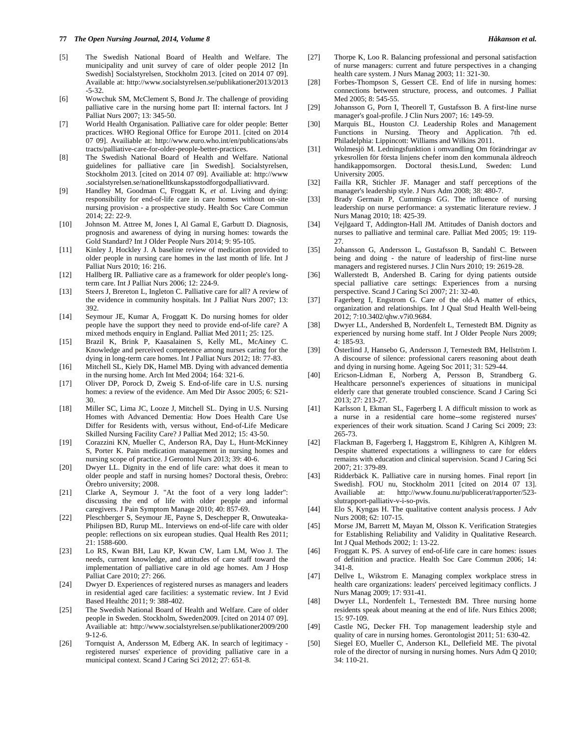[5] The Swedish National Board of Health and Welfare. The municipality and unit survey of care of older people 2012 [In Swedish] Socialstyrelsen, Stockholm 2013. [cited on 2014 07 09]. Available at: http://www.socialstyrelsen.se/publikationer2013/2013-5-32.

[6] Wowchuk SM, McClement S, Bond Jr. The challenge of providing palliative care in the nursing home part II: internal factors. Int J Palliat Nurs 2007; 13: 345-50.

[7] World Health Organisation. Palliative care for older people: Better practices. WHO Regional Office for Europe 2011. [cited on 2014 07 09]. Availiable at: http://www.euro.who.int/en/publications/abstracts/palliative-care-for-older-people-better-practices.

[8] The Swedish National Board of Health and Welfare. National guidelines for palliative care [in Swedish]. Socialstyrelsen, Stockholm 2013. [cited on 2014 07 09]. Availiable at: http://www.socialstyrelsen.se/nationelltkunskapsstodforgodpalliativvard.

[9] Handley M, Goodman C, Froggatt K, *et al.* Living and dying: responsibility for end-of-life care in care homes without on-site nursing provision - a prospective study. Health Soc Care Commun 2014; 22: 22-9.

[10] Johnson M. Attree M, Jones I, Al Gamal E, Garbutt D. Diagnosis, prognosis and awareness of dying in nursing homes: towards the Gold Standard? Int J Older People Nurs 2014; 9: 95-105.

[11] Kinley J, Hockley J. A baseline review of medication provided to older people in nursing care homes in the last month of life. Int J Palliat Nurs 2010; 16: 216.

[12] Hallberg IR. Palliative care as a framework for older people's long-term care. Int J Palliat Nurs 2006; 12: 224-9.

[13] Steers J, Brereton L, Ingleton C. Palliative care for all? A review of the evidence in community hospitals. Int J Palliat Nurs 2007; 13: 392.

[14] Seymour JE, Kumar A, Froggatt K. Do nursing homes for older people have the support they need to provide end-of-life care? A mixed methods enquiry in England. Palliat Med 2011; 25: 125.

[15] Brazil K, Brink P, Kaasalainen S, Kelly ML, McAiney C. Knowledge and perceived competence among nurses caring for the dying in long-term care homes. Int J Palliat Nurs 2012; 18: 77-83.

[16] Mitchell SL, Kiely DK, Hamel MB. Dying with advanced dementia in the nursing home. Arch Int Med 2004; 164: 321-6.

[17] Oliver DP, Porock D, Zweig S. End-of-life care in U.S. nursing homes: a review of the evidence. Am Med Dir Assoc 2005; 6: S21-30.

[18] Miller SC, Lima JC, Looze J, Mitchell SL. Dying in U.S. Nursing Homes with Advanced Dementia: How Does Health Care Use Differ for Residents with, versus without, End-of-Life Medicare Skilled Nursing Facility Care? J Palliat Med 2012; 15: 43-50.

[19] Corazzini KN, Mueller C, Anderson RA, Day L, Hunt-McKinney S, Porter K. Pain medication management in nursing homes and nursing scope of practice. J Gerontol Nurs 2013; 39: 40-6.

[20] Dwyer LL. Dignity in the end of life care: what does it mean to older people and staff in nursing homes? Doctoral thesis, Örebro: Örebro university; 2008.

[21] Clarke A, Seymour J. "At the foot of a very long ladder": discussing the end of life with older people and informal caregivers. J Pain Symptom Manage 2010; 40: 857-69.

[22] Pleschberger S, Seymour JE, Payne S, Deschepper R, Onwuteaka-Philipsen BD, Rurup ML. Interviews on end-of-life care with older people: reflections on six european studies. Qual Health Res 2011; 21: 1588-600.

[23] Lo RS, Kwan BH, Lau KP, Kwan CW, Lam LM, Woo J. The needs, current knowledge, and attitudes of care staff toward the implementation of palliative care in old age homes. Am J Hosp Palliat Care 2010; 27: 266.

[24] Dwyer D. Experiences of registered nurses as managers and leaders in residential aged care facilities: a systematic review. Int J Evid Based Healthc 2011; 9: 388-402.

[25] The Swedish National Board of Health and Welfare. Care of older people in Sweden. Stockholm, Sweden2009. [cited on 2014 07 09]. Availiable at: http://www.socialstyrelsen.se/publikationer2009/2009-12-6.

[26] Tornquist A, Andersson M, Edberg AK. In search of legitimacy - registered nurses' experience of providing palliative care in a municipal context. Scand J Caring Sci 2012; 27: 651-8.

[27] Thorpe K, Loo R. Balancing professional and personal satisfaction of nurse managers: current and future perspectives in a changing health care system. J Nurs Manag 2003; 11: 321-30.

[28] Forbes-Thompson S, Gessert CE. End of life in nursing homes: connections between structure, process, and outcomes. J Palliat Med 2005; 8: 545-55.

[29] Johansson G, Porn I, Theorell T, Gustafsson B. A first-line nurse manager's goal-profile. J Clin Nurs 2007; 16: 149-59.

[30] Marquis BL, Houston CJ. Leadership Roles and Management Functions in Nursing. Theory and Application. 7th ed. Philadelphia: Lippincott: Williams and Wilkins 2011.

[31] Wolmesjö M. Ledningsfunktion i omvandling Om förändringar av yrkesrollen för första linjens chefer inom den kommunala äldreoch handikappomsorgen. Doctoral thesis.Lund, Sweden: Lund University 2005.

[32] Failla KR, Stichler JF. Manager and staff perceptions of the manager's leadership style. J Nurs Adm 2008; 38: 480-7.

[33] Brady Germain P, Cummings GG. The influence of nursing leadership on nurse performance: a systematic literature review. J Nurs Manag 2010; 18: 425-39.

[34] Vejlgaard T, Addington-Hall JM. Attitudes of Danish doctors and nurses to palliative and terminal care. Palliat Med 2005; 19: 119-27.

[35] Johansson G, Andersson L, Gustafsson B, Sandahl C. Between being and doing - the nature of leadership of first-line nurse managers and registered nurses. J Clin Nurs 2010; 19: 2619-28.

[36] Wallerstedt B, Andershed B. Caring for dying patients outside special palliative care settings: Experiences from a nursing perspective. Scand J Caring Sci 2007; 21: 32-40.

[37] Fagerberg I, Engstrom G. Care of the old-A matter of ethics, organization and relationships. Int J Qual Stud Health Well-being 2012; 7:10.3402/qhw.v7i0.9684.

[38] Dwyer LL, Andershed B, Nordenfelt L, Ternestedt BM. Dignity as experienced by nursing home staff. Int J Older People Nurs 2009; 4: 185-93.

[39] Österlind J, Hansebo G, Andersson J, Ternestedt BM, Hellström I. A discourse of silence: professional carers reasoning about death and dying in nursing home. Ageing Soc 2011; 31: 529-44.

[40] Ericson-Lidman E, Norberg A, Persson B, Strandberg G. Healthcare personnel's experiences of situations in municipal elderly care that generate troubled conscience. Scand J Caring Sci 2013; 27: 213-27.

[41] Karlsson I, Ekman SL, Fagerberg I. A difficult mission to work as a nurse in a residential care home--some registered nurses' experiences of their work situation. Scand J Caring Sci 2009; 23: 265-73.

[42] Flackman B, Fagerberg I, Haggstrom E, Kihlgren A, Kihlgren M. Despite shattered expectations a willingness to care for elders remains with education and clinical supervision. Scand J Caring Sci 2007; 21: 379-89.

[43] Ridderbäck K. Palliative care in nursing homes. Final report [in Swedish]. FOU nu, Stockholm 2011 [cited on 2014 07 13]. Availiable at: http://www.founu.nu/publicerat/rapporter/523-slutrapport-palliativ-v-i-so-pvis.

[44] Elo S, Kyngas H. The qualitative content analysis process. J Adv Nurs 2008; 62: 107-15.

[45] Morse JM, Barrett M, Mayan M, Olsson K. Verification Strategies for Establishing Reliability and Validity in Qualitative Research. Int J Qual Methods 2002; 1: 13-22.

[46] Froggatt K. PS. A survey of end-of-life care in care homes: issues of definition and practice. Health Soc Care Commun 2006; 14: 341-8.

[47] Dellve L, Wikstrom E. Managing complex workplace stress in health care organizations: leaders' perceived legitimacy conflicts. J Nurs Manag 2009; 17: 931-41.

[48] Dwyer LL, Nordenfelt L, Ternestedt BM. Three nursing home residents speak about meaning at the end of life. Nurs Ethics 2008; 15: 97-109.

[49] Castle NG, Decker FH. Top management leadership style and quality of care in nursing homes. Gerontologist 2011; 51: 630-42.

[50] Siegel EO, Mueller C, Anderson KL, Dellefield ME. The pivotal role of the director of nursing in nursing homes. Nurs Adm Q 2010; 34: 110-21.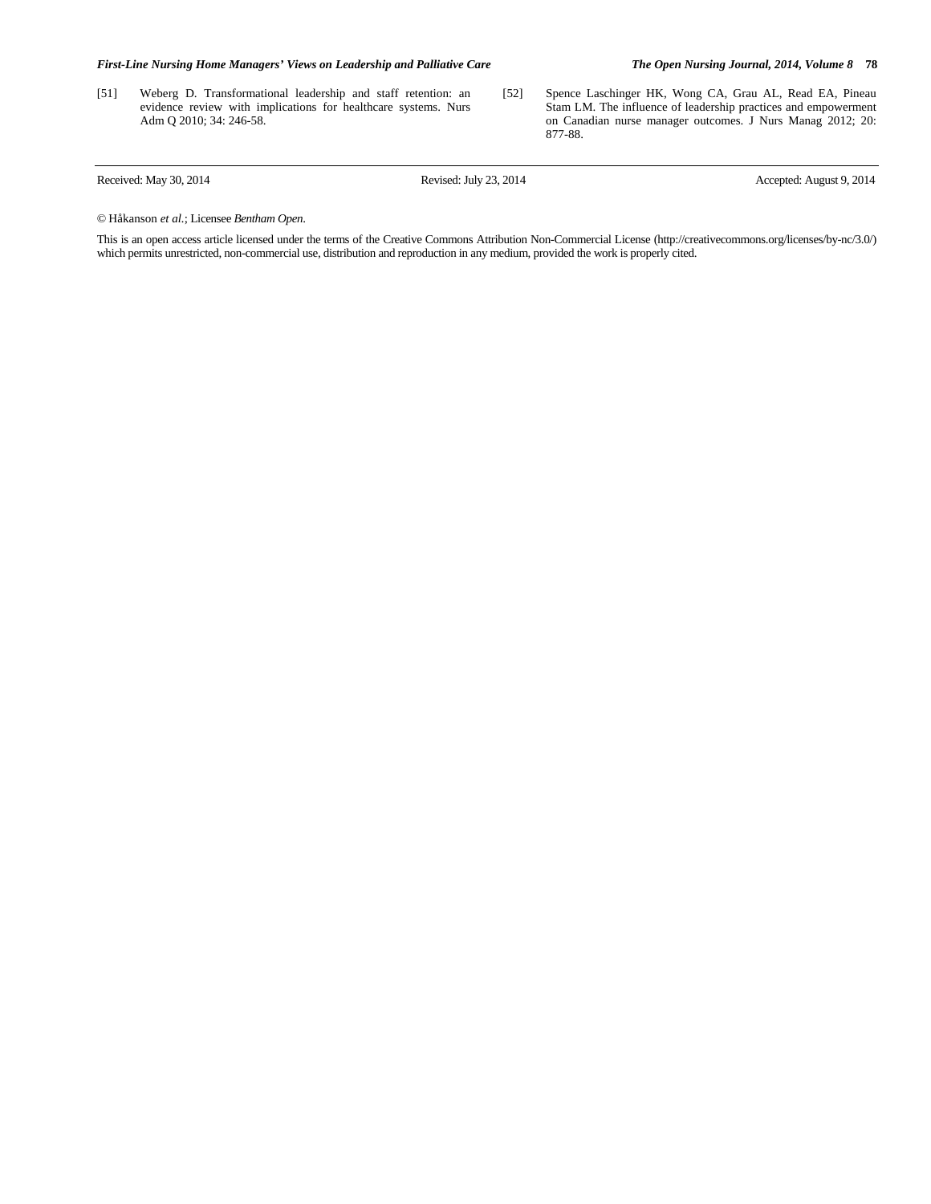[51] Weberg D. Transformational leadership and staff retention: an evidence review with implications for healthcare systems. Nurs Adm Q 2010; 34: 246-58.

[52] Spence Laschinger HK, Wong CA, Grau AL, Read EA, Pineau Stam LM. The influence of leadership practices and empowerment on Canadian nurse manager outcomes. J Nurs Manag 2012; 20: 877-88.

Received: May 30, 2014 Revised: July 23, 2014 Accepted: August 9, 2014

© Håkanson *et al.*; Licensee *Bentham Open*.

This is an open access article licensed under the terms of the Creative Commons Attribution Non-Commercial License (http://creativecommons.org/licenses/by-nc/3.0/) which permits unrestricted, non-commercial use, distribution and reproduction in any medium, provided the work is properly cited.